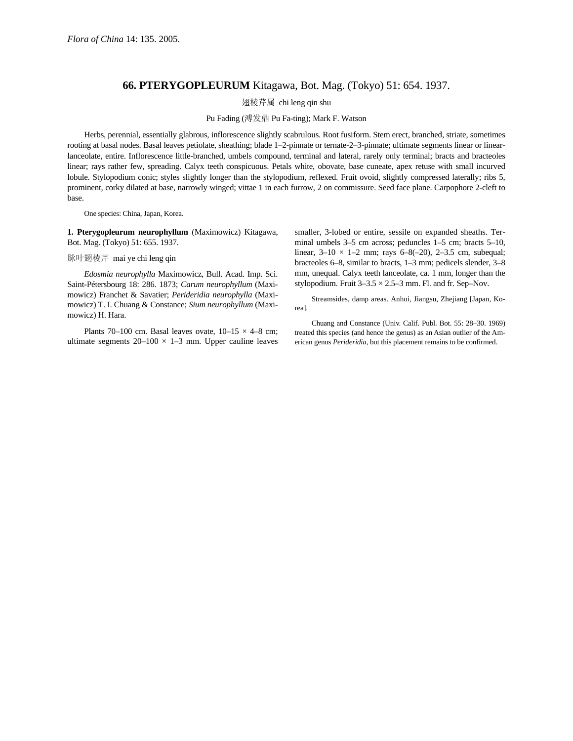Flora of China 14: 135. 2005.

# 66. PTERYGOPLEURUM Kitagawa, Bot. Mag. (Tokyo) 51: 654. 1937.

翅棱芹属 chi leng qin shu

Pu Fading (溥发鼎 Pu Fa-ting); Mark F. Watson

Herbs, perennial, essentially glabrous, inflorescence slightly scabrulous. Root fusiform. Stem erect, branched, striate, sometimes rooting at basal nodes. Basal leaves petiolate, sheathing; blade 1–2-pinnate or ternate-2–3-pinnate; ultimate segments linear or linear-lanceolate, entire. Inflorescence little-branched, umbels compound, terminal and lateral, rarely only terminal; bracts and bracteoles linear; rays rather few, spreading. Calyx teeth conspicuous. Petals white, obovate, base cuneate, apex retuse with small incurved lobule. Stylopodium conic; styles slightly longer than the stylopodium, reflexed. Fruit ovoid, slightly compressed laterally; ribs 5, prominent, corky dilated at base, narrowly winged; vittae 1 in each furrow, 2 on commissure. Seed face plane. Carpophore 2-cleft to base.

One species: China, Japan, Korea.

**1. Pterygopleurum neurophyllum** (Maximowicz) Kitagawa, Bot. Mag. (Tokyo) 51: 655. 1937.

脉叶翅棱芹 mai ye chi leng qin

*Edosmia neurophylla* Maximowicz, Bull. Acad. Imp. Sci. Saint-Pétersbourg 18: 286. 1873; *Carum neurophyllum* (Maximowicz) Franchet & Savatier; *Perideridia neurophylla* (Maximowicz) T. I. Chuang & Constance; *Sium neurophyllum* (Maximowicz) H. Hara.

Plants 70–100 cm. Basal leaves ovate, 10–15 × 4–8 cm; ultimate segments 20–100 × 1–3 mm. Upper cauline leaves smaller, 3-lobed or entire, sessile on expanded sheaths. Terminal umbels 3–5 cm across; peduncles 1–5 cm; bracts 5–10, linear, 3–10 × 1–2 mm; rays 6–8(–20), 2–3.5 cm, subequal; bracteoles 6–8, similar to bracts, 1–3 mm; pedicels slender, 3–8 mm, unequal. Calyx teeth lanceolate, ca. 1 mm, longer than the stylopodium. Fruit 3–3.5 × 2.5–3 mm. Fl. and fr. Sep–Nov.

Streamsides, damp areas. Anhui, Jiangsu, Zhejiang [Japan, Korea].

Chuang and Constance (Univ. Calif. Publ. Bot. 55: 28–30. 1969) treated this species (and hence the genus) as an Asian outlier of the American genus *Perideridia*, but this placement remains to be confirmed.